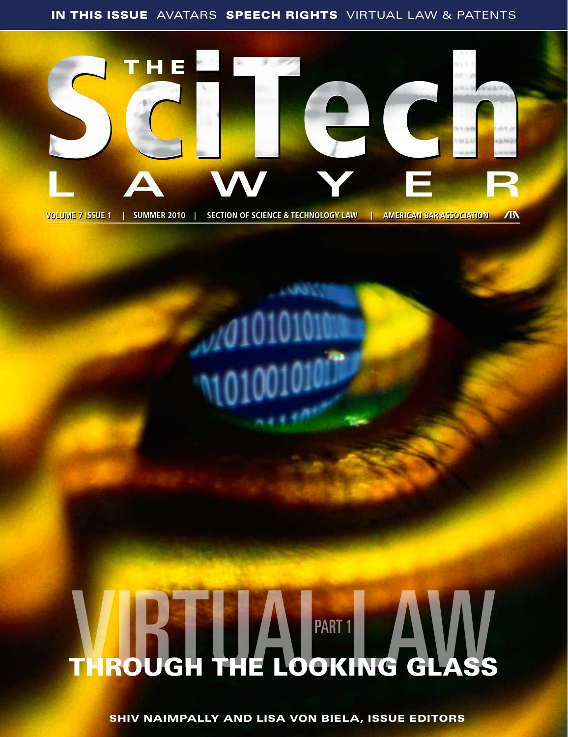**IN THIS ISSUE** AVATARS **SPEECH RIGHTS** VIRTUAL LAW & PATENTS

# THE SciTech LAWYER

VOLUME 7 ISSUE 1 | SUMMER 2010 | SECTION OF SCIENCE & TECHNOLOGY LAW | AMERICAN BAR ASSOCIATION

# VIRTUAL LAW PART 1

## THROUGH THE LOOKING GLASS

SHIV NAIMPALLY AND LISA VON BIELA, ISSUE EDITORS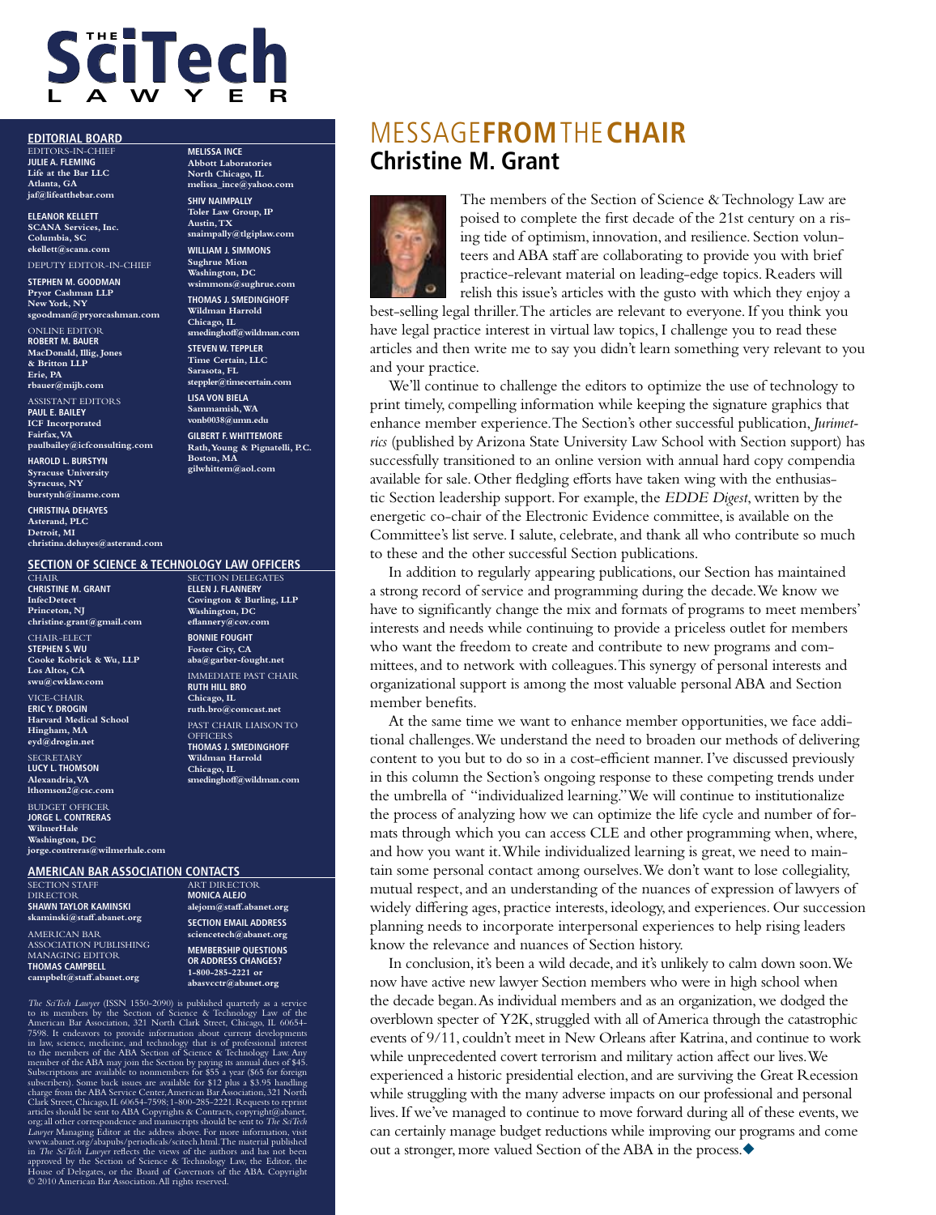# The SciTech Lawyer

## EDITORIAL BOARD

EDITORS-IN-CHIEF
**JULIE A. FLEMING**
**Life at the Bar LLC**
**Atlanta, GA**
**jaf@lifeatthebar.com**

**ELEANOR KELLETT**
**SCANA Services, Inc.**
**Columbia, SC**
**ekellett@scana.com**

DEPUTY EDITOR-IN-CHIEF
**STEPHEN M. GOODMAN**
**Pryor Cashman LLP**
**New York, NY**
**sgoodman@pryorcashman.com**

ONLINE EDITOR
**ROBERT M. BAUER**
**MacDonald, Illig, Jones & Britton LLP**
**Erie, PA**
**rbauer@mijb.com**

ASSISTANT EDITORS
**PAUL E. BAILEY**
**ICF Incorporated**
**Fairfax, VA**
**paulbailey@icfconsulting.com**

**HAROLD L. BURSTYN**
**Syracuse University**
**Syracuse, NY**
**burstynh@iname.com**

**CHRISTINA DEHAYES**
**Asterand, PLC**
**Detroit, MI**
**christina.dehayes@asterand.com**

**MELISSA INCE**
**Abbott Laboratories**
**North Chicago, IL**
**melissa_ince@yahoo.com**

**SHIV NAIMPALLY**
**Toler Law Group, IP**
**Austin, TX**
**snaimpally@tlgiplaw.com**

**WILLIAM J. SIMMONS**
**Sughrue Mion**
**Washington, DC**
**wsimmons@sughrue.com**

**THOMAS J. SMEDINGHOFF**
**Wildman Harrold**
**Chicago, IL**
**smedinghoff@wildman.com**

**STEVEN W. TEPPLER**
**Time Certain, LLC**
**Sarasota, FL**
**steppler@timecertain.com**

**LISA VON BIELA**
**Sammamish, WA**
**vonb0038@umn.edu**

**GILBERT F. WHITTEMORE**
**Rath, Young & Pignatelli, P.C.**
**Boston, MA**
**gilwhittem@aol.com**

## SECTION OF SCIENCE & TECHNOLOGY LAW OFFICERS

CHAIR
**CHRISTINE M. GRANT**
**InfecDetect**
**Princeton, NJ**
**christine.grant@gmail.com**

CHAIR-ELECT
**STEPHEN S. WU**
**Cooke Kobrick & Wu, LLP**
**Los Altos, CA**
**swu@cwklaw.com**

VICE-CHAIR
**ERIC Y. DROGIN**
**Harvard Medical School**
**Hingham, MA**
**eyd@drogin.net**

SECRETARY
**LUCY L. THOMSON**
**Alexandria, VA**
**lthomson2@csc.com**

BUDGET OFFICER
**JORGE L. CONTRERAS**
**WilmerHale**
**Washington, DC**
**jorge.contreras@wilmerhale.com**

SECTION DELEGATES
**ELLEN J. FLANNERY**
**Covington & Burling, LLP**
**Washington, DC**
**eflannery@cov.com**

**BONNIE FOUGHT**
**Foster City, CA**
**aba@garber-fought.net**

IMMEDIATE PAST CHAIR
**RUTH HILL BRO**
**Chicago, IL**
**ruth.bro@comcast.net**

PAST CHAIR LIAISON TO OFFICERS
**THOMAS J. SMEDINGHOFF**
**Wildman Harrold**
**Chicago, IL**
**smedinghoff@wildman.com**

## AMERICAN BAR ASSOCIATION CONTACTS

SECTION STAFF DIRECTOR
**SHAWN TAYLOR KAMINSKI**
**skaminski@staff.abanet.org**

AMERICAN BAR ASSOCIATION PUBLISHING MANAGING EDITOR
**THOMAS CAMPBELL**
**campbelt@staff.abanet.org**

ART DIRECTOR
**MONICA ALEJO**
**alejom@staff.abanet.org**

**SECTION EMAIL ADDRESS**
**sciencetech@abanet.org**

**MEMBERSHIP QUESTIONS OR ADDRESS CHANGES?**
**1-800-285-2221 or**
**abasvcctr@abanet.org**

*The SciTech Lawyer* (ISSN 1550-2090) is published quarterly as a service to its members by the Section of Science & Technology Law of the American Bar Association, 321 North Clark Street, Chicago, IL 60654-7598. It endeavors to provide information about current developments in law, science, medicine, and technology that is of professional interest to the members of the ABA Section of Science & Technology Law. Any member of the ABA may join the Section by paying its annual dues of $45. Subscriptions are available to nonmembers for $55 a year ($65 for foreign subscribers). Some back issues are available for $12 plus a $3.95 handling charge from the ABA Service Center, American Bar Association, 321 North Clark Street, Chicago, IL 60654-7598; 1-800-285-2221. Requests to reprint articles should be sent to ABA Copyrights & Contracts, copyright@abanet.org; all other correspondence and manuscripts should be sent to *The SciTech Lawyer* Managing Editor at the address above. For more information, visit www.abanet.org/abapubs/periodicals/scitech.html. The material published in *The SciTech Lawyer* reflects the views of the authors and has not been approved by the Section of Science & Technology Law, the Editor, the House of Delegates, or the Board of Governors of the ABA. Copyright © 2010 American Bar Association. All rights reserved.

# MESSAGE FROM THE CHAIR

## Christine M. Grant

The members of the Section of Science & Technology Law are poised to complete the first decade of the 21st century on a rising tide of optimism, innovation, and resilience. Section volunteers and ABA staff are collaborating to provide you with brief practice-relevant material on leading-edge topics. Readers will relish this issue's articles with the gusto with which they enjoy a best-selling legal thriller. The articles are relevant to everyone. If you think you have legal practice interest in virtual law topics, I challenge you to read these articles and then write me to say you didn't learn something very relevant to you and your practice.

We'll continue to challenge the editors to optimize the use of technology to print timely, compelling information while keeping the signature graphics that enhance member experience. The Section's other successful publication, *Jurimetrics* (published by Arizona State University Law School with Section support) has successfully transitioned to an online version with annual hard copy compendia available for sale. Other fledgling efforts have taken wing with the enthusiastic Section leadership support. For example, the *EDDE Digest*, written by the energetic co-chair of the Electronic Evidence committee, is available on the Committee's list serve. I salute, celebrate, and thank all who contribute so much to these and the other successful Section publications.

In addition to regularly appearing publications, our Section has maintained a strong record of service and programming during the decade. We know we have to significantly change the mix and formats of programs to meet members' interests and needs while continuing to provide a priceless outlet for members who want the freedom to create and contribute to new programs and committees, and to network with colleagues. This synergy of personal interests and organizational support is among the most valuable personal ABA and Section member benefits.

At the same time we want to enhance member opportunities, we face additional challenges. We understand the need to broaden our methods of delivering content to you but to do so in a cost-efficient manner. I've discussed previously in this column the Section's ongoing response to these competing trends under the umbrella of "individualized learning." We will continue to institutionalize the process of analyzing how we can optimize the life cycle and number of formats through which you can access CLE and other programming when, where, and how you want it. While individualized learning is great, we need to maintain some personal contact among ourselves. We don't want to lose collegiality, mutual respect, and an understanding of the nuances of expression of lawyers of widely differing ages, practice interests, ideology, and experiences. Our succession planning needs to incorporate interpersonal experiences to help rising leaders know the relevance and nuances of Section history.

In conclusion, it's been a wild decade, and it's unlikely to calm down soon. We now have active new lawyer Section members who were in high school when the decade began. As individual members and as an organization, we dodged the overblown specter of Y2K, struggled with all of America through the catastrophic events of 9/11, couldn't meet in New Orleans after Katrina, and continue to work while unprecedented covert terrorism and military action affect our lives. We experienced a historic presidential election, and are surviving the Great Recession while struggling with the many adverse impacts on our professional and personal lives. If we've managed to continue to move forward during all of these events, we can certainly manage budget reductions while improving our programs and come out a stronger, more valued Section of the ABA in the process.◆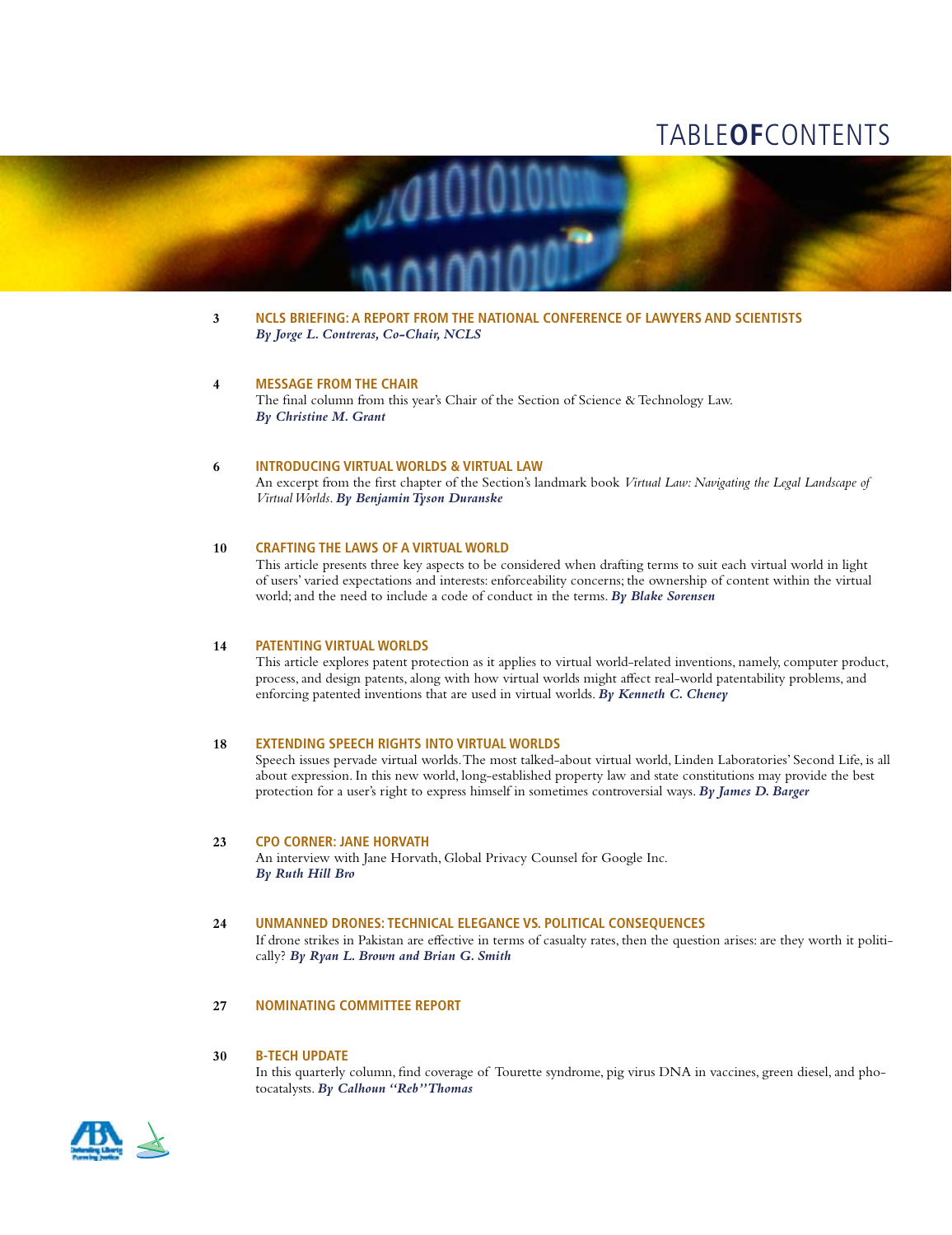# TABLE OF CONTENTS

**3** **NCLS BRIEFING: A REPORT FROM THE NATIONAL CONFERENCE OF LAWYERS AND SCIENTISTS**
***By Jorge L. Contreras, Co-Chair, NCLS***

**4** **MESSAGE FROM THE CHAIR**
The final column from this year's Chair of the Section of Science & Technology Law.
***By Christine M. Grant***

**6** **INTRODUCING VIRTUAL WORLDS & VIRTUAL LAW**
An excerpt from the first chapter of the Section's landmark book *Virtual Law: Navigating the Legal Landscape of Virtual Worlds*. ***By Benjamin Tyson Duranske***

**10** **CRAFTING THE LAWS OF A VIRTUAL WORLD**
This article presents three key aspects to be considered when drafting terms to suit each virtual world in light of users' varied expectations and interests: enforceability concerns; the ownership of content within the virtual world; and the need to include a code of conduct in the terms. ***By Blake Sorensen***

**14** **PATENTING VIRTUAL WORLDS**
This article explores patent protection as it applies to virtual world-related inventions, namely, computer product, process, and design patents, along with how virtual worlds might affect real-world patentability problems, and enforcing patented inventions that are used in virtual worlds. ***By Kenneth C. Cheney***

**18** **EXTENDING SPEECH RIGHTS INTO VIRTUAL WORLDS**
Speech issues pervade virtual worlds. The most talked-about virtual world, Linden Laboratories' Second Life, is all about expression. In this new world, long-established property law and state constitutions may provide the best protection for a user's right to express himself in sometimes controversial ways. ***By James D. Barger***

**23** **CPO CORNER: JANE HORVATH**
An interview with Jane Horvath, Global Privacy Counsel for Google Inc.
***By Ruth Hill Bro***

**24** **UNMANNED DRONES: TECHNICAL ELEGANCE VS. POLITICAL CONSEQUENCES**
If drone strikes in Pakistan are effective in terms of casualty rates, then the question arises: are they worth it politically? ***By Ryan L. Brown and Brian G. Smith***

**27** **NOMINATING COMMITTEE REPORT**

**30** **B-TECH UPDATE**
In this quarterly column, find coverage of Tourette syndrome, pig virus DNA in vaccines, green diesel, and photocatalysts. ***By Calhoun "Reb" Thomas***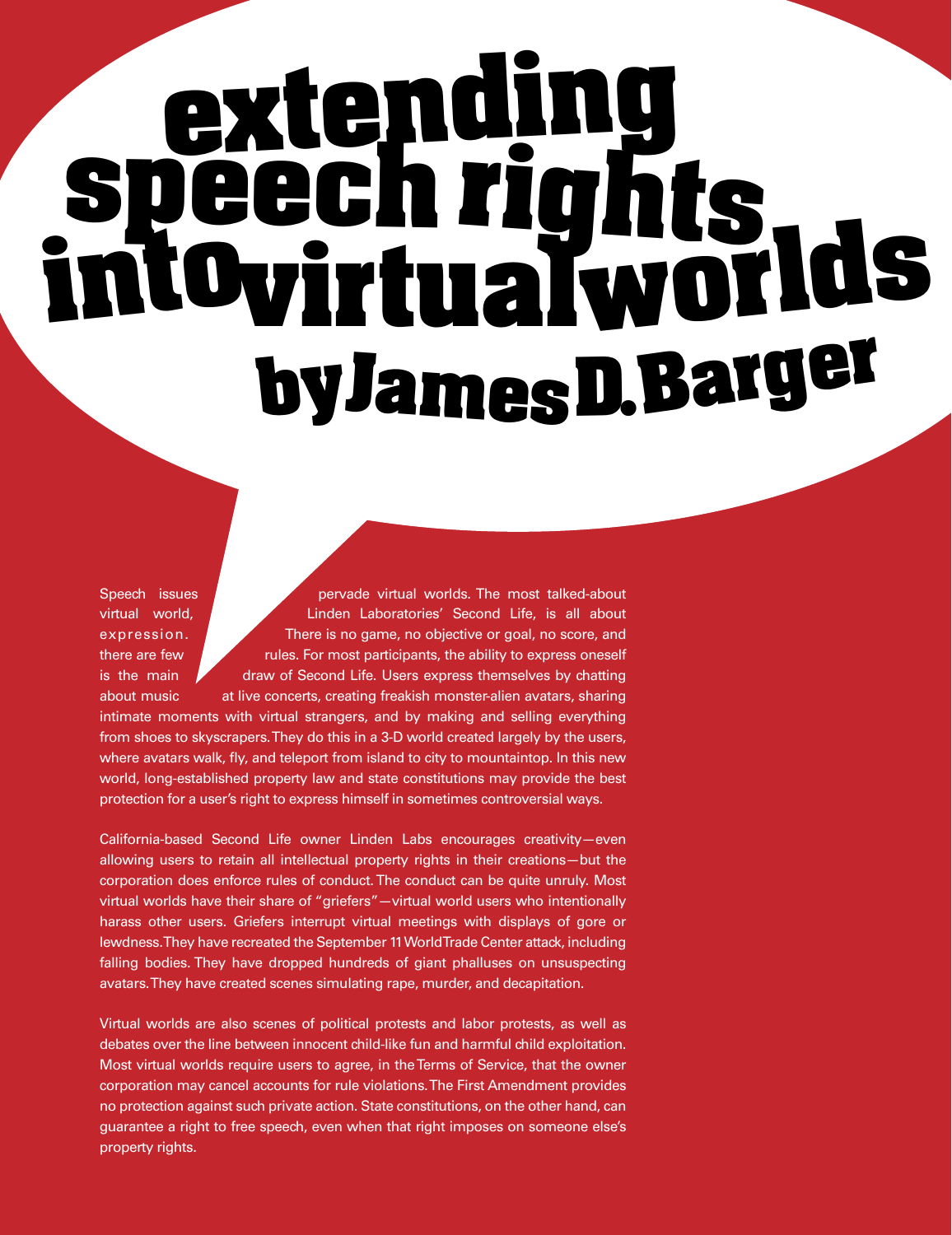# extending speech rights into virtual worlds

## by James D. Barger

Speech issues pervade virtual worlds. The most talked-about virtual world, Linden Laboratories' Second Life, is all about expression. There is no game, no objective or goal, no score, and there are few rules. For most participants, the ability to express oneself is the main draw of Second Life. Users express themselves by chatting about music at live concerts, creating freakish monster-alien avatars, sharing intimate moments with virtual strangers, and by making and selling everything from shoes to skyscrapers. They do this in a 3-D world created largely by the users, where avatars walk, fly, and teleport from island to city to mountaintop. In this new world, long-established property law and state constitutions may provide the best protection for a user's right to express himself in sometimes controversial ways.

California-based Second Life owner Linden Labs encourages creativity—even allowing users to retain all intellectual property rights in their creations—but the corporation does enforce rules of conduct. The conduct can be quite unruly. Most virtual worlds have their share of "griefers"—virtual world users who intentionally harass other users. Griefers interrupt virtual meetings with displays of gore or lewdness. They have recreated the September 11 World Trade Center attack, including falling bodies. They have dropped hundreds of giant phalluses on unsuspecting avatars. They have created scenes simulating rape, murder, and decapitation.

Virtual worlds are also scenes of political protests and labor protests, as well as debates over the line between innocent child-like fun and harmful child exploitation. Most virtual worlds require users to agree, in the Terms of Service, that the owner corporation may cancel accounts for rule violations. The First Amendment provides no protection against such private action. State constitutions, on the other hand, can guarantee a right to free speech, even when that right imposes on someone else's property rights.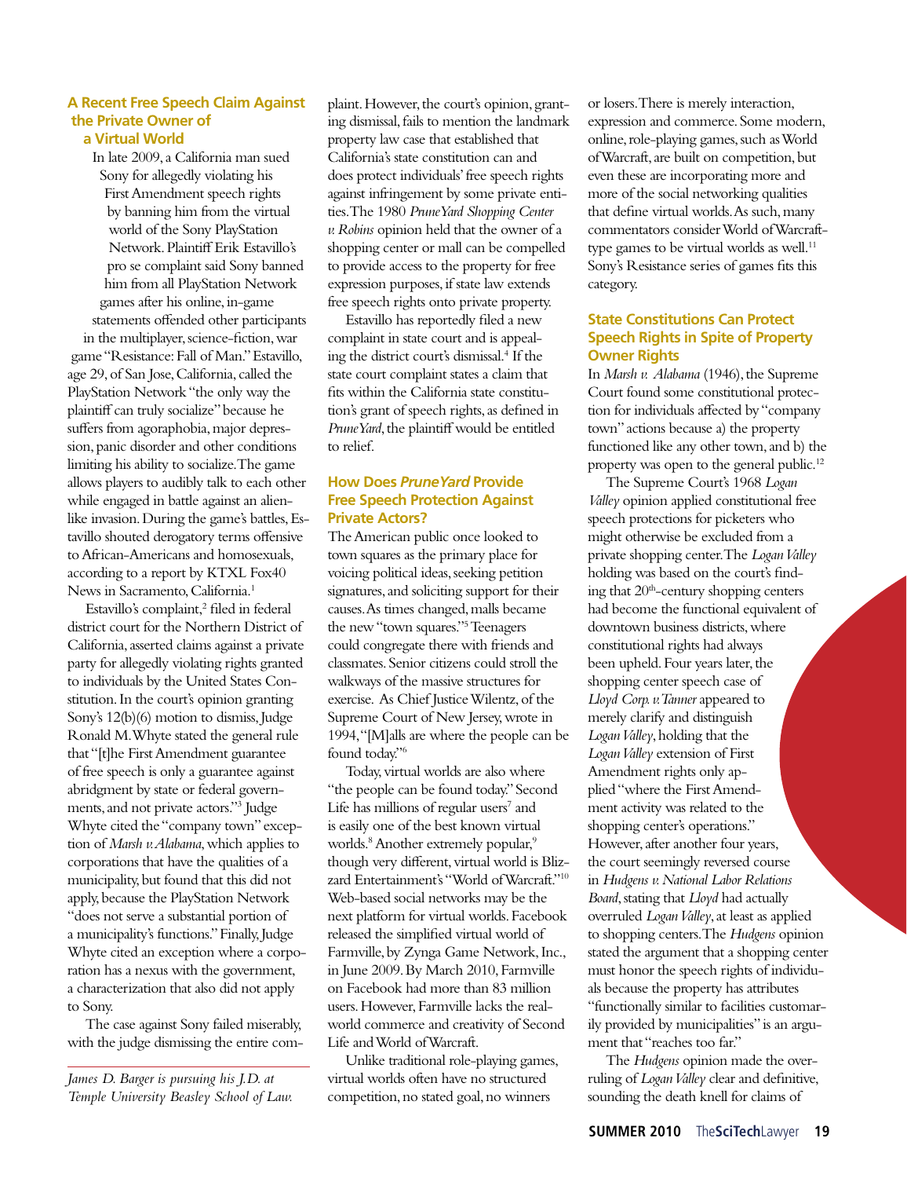## A Recent Free Speech Claim Against the Private Owner of a Virtual World

In late 2009, a California man sued Sony for allegedly violating his First Amendment speech rights by banning him from the virtual world of the Sony PlayStation Network. Plaintiff Erik Estavillo's pro se complaint said Sony banned him from all PlayStation Network games after his online, in-game statements offended other participants in the multiplayer, science-fiction, war game "Resistance: Fall of Man." Estavillo, age 29, of San Jose, California, called the PlayStation Network "the only way the plaintiff can truly socialize" because he suffers from agoraphobia, major depression, panic disorder and other conditions limiting his ability to socialize. The game allows players to audibly talk to each other while engaged in battle against an alien-like invasion. During the game's battles, Estavillo shouted derogatory terms offensive to African-Americans and homosexuals, according to a report by KTXL Fox40 News in Sacramento, California.[1]

Estavillo's complaint,[2] filed in federal district court for the Northern District of California, asserted claims against a private party for allegedly violating rights granted to individuals by the United States Constitution. In the court's opinion granting Sony's 12(b)(6) motion to dismiss, Judge Ronald M. Whyte stated the general rule that "[t]he First Amendment guarantee of free speech is only a guarantee against abridgment by state or federal governments, and not private actors."[3] Judge Whyte cited the "company town" exception of *Marsh v. Alabama*, which applies to corporations that have the qualities of a municipality, but found that this did not apply, because the PlayStation Network "does not serve a substantial portion of a municipality's functions." Finally, Judge Whyte cited an exception where a corporation has a nexus with the government, a characterization that also did not apply to Sony.

The case against Sony failed miserably, with the judge dismissing the entire complaint. However, the court's opinion, granting dismissal, fails to mention the landmark property law case that established that California's state constitution can and does protect individuals' free speech rights against infringement by some private entities. The 1980 *PruneYard Shopping Center v. Robins* opinion held that the owner of a shopping center or mall can be compelled to provide access to the property for free expression purposes, if state law extends free speech rights onto private property.

Estavillo has reportedly filed a new complaint in state court and is appealing the district court's dismissal.[4] If the state court complaint states a claim that fits within the California state constitution's grant of speech rights, as defined in *PruneYard*, the plaintiff would be entitled to relief.

## How Does *PruneYard* Provide Free Speech Protection Against Private Actors?

The American public once looked to town squares as the primary place for voicing political ideas, seeking petition signatures, and soliciting support for their causes. As times changed, malls became the new "town squares."[5] Teenagers could congregate there with friends and classmates. Senior citizens could stroll the walkways of the massive structures for exercise. As Chief Justice Wilentz, of the Supreme Court of New Jersey, wrote in 1994, "[M]alls are where the people can be found today."[6]

Today, virtual worlds are also where "the people can be found today." Second Life has millions of regular users[7] and is easily one of the best known virtual worlds.[8] Another extremely popular,[9] though very different, virtual world is Blizzard Entertainment's "World of Warcraft."[10] Web-based social networks may be the next platform for virtual worlds. Facebook released the simplified virtual world of Farmville, by Zynga Game Network, Inc., in June 2009. By March 2010, Farmville on Facebook had more than 83 million users. However, Farmville lacks the real-world commerce and creativity of Second Life and World of Warcraft.

Unlike traditional role-playing games, virtual worlds often have no structured competition, no stated goal, no winners or losers. There is merely interaction, expression and commerce. Some modern, online, role-playing games, such as World of Warcraft, are built on competition, but even these are incorporating more and more of the social networking qualities that define virtual worlds. As such, many commentators consider World of Warcraft-type games to be virtual worlds as well.[11] Sony's Resistance series of games fits this category.

## State Constitutions Can Protect Speech Rights in Spite of Property Owner Rights

In *Marsh v. Alabama* (1946), the Supreme Court found some constitutional protection for individuals affected by "company town" actions because a) the property functioned like any other town, and b) the property was open to the general public.[12]

The Supreme Court's 1968 *Logan Valley* opinion applied constitutional free speech protections for picketers who might otherwise be excluded from a private shopping center. The *Logan Valley* holding was based on the court's finding that 20th-century shopping centers had become the functional equivalent of downtown business districts, where constitutional rights had always been upheld. Four years later, the shopping center speech case of *Lloyd Corp. v. Tanner* appeared to merely clarify and distinguish *Logan Valley*, holding that the *Logan Valley* extension of First Amendment rights only applied "where the First Amendment activity was related to the shopping center's operations." However, after another four years, the court seemingly reversed course in *Hudgens v. National Labor Relations Board*, stating that *Lloyd* had actually overruled *Logan Valley*, at least as applied to shopping centers. The *Hudgens* opinion stated the argument that a shopping center must honor the speech rights of individuals because the property has attributes "functionally similar to facilities customarily provided by municipalities" is an argument that "reaches too far."

The *Hudgens* opinion made the overruling of *Logan Valley* clear and definitive, sounding the death knell for claims of

*James D. Barger is pursuing his J.D. at Temple University Beasley School of Law.*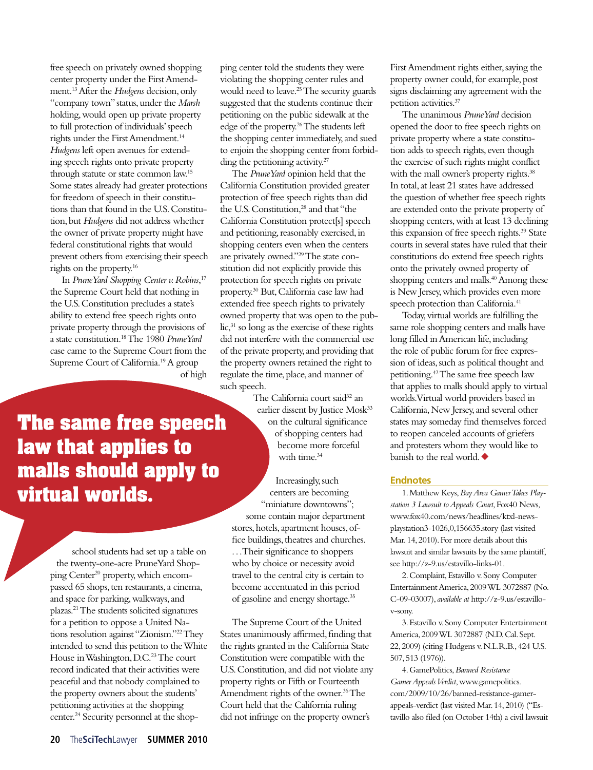free speech on privately owned shopping center property under the First Amendment.[13] After the *Hudgens* decision, only "company town" status, under the *Marsh* holding, would open up private property to full protection of individuals' speech rights under the First Amendment.[14] *Hudgens* left open avenues for extending speech rights onto private property through statute or state common law.[15] Some states already had greater protections for freedom of speech in their constitutions than that found in the U.S. Constitution, but *Hudgens* did not address whether the owner of private property might have federal constitutional rights that would prevent others from exercising their speech rights on the property.[16]

In *PruneYard Shopping Center v. Robins*,[17] the Supreme Court held that nothing in the U.S. Constitution precludes a state's ability to extend free speech rights onto private property through the provisions of a state constitution.[18] The 1980 *PruneYard* case came to the Supreme Court from the Supreme Court of California.[19] A group of high school students had set up a table on the twenty-one-acre PruneYard Shopping Center[20] property, which encompassed 65 shops, ten restaurants, a cinema, and space for parking, walkways, and plazas.[21] The students solicited signatures for a petition to oppose a United Nations resolution against "Zionism."[22] They intended to send this petition to the White House in Washington, D.C.[23] The court record indicated that their activities were peaceful and that nobody complained to the property owners about the students' petitioning activities at the shopping center.[24] Security personnel at the shopping center told the students they were violating the shopping center rules and would need to leave.[25] The security guards suggested that the students continue their petitioning on the public sidewalk at the edge of the property.[26] The students left the shopping center immediately, and sued to enjoin the shopping center from forbidding the petitioning activity.[27]

> **The same free speech law that applies to malls should apply to virtual worlds.**

The *PruneYard* opinion held that the California Constitution provided greater protection of free speech rights than did the U.S. Constitution,[28] and that "the California Constitution protect[s] speech and petitioning, reasonably exercised, in shopping centers even when the centers are privately owned."[29] The state constitution did not explicitly provide this protection for speech rights on private property.[30] But, California case law had extended free speech rights to privately owned property that was open to the public,[31] so long as the exercise of these rights did not interfere with the commercial use of the private property, and providing that the property owners retained the right to regulate the time, place, and manner of such speech.

The California court said[32] an earlier dissent by Justice Mosk[33] on the cultural significance of shopping centers had become more forceful with time.[34]

> Increasingly, such centers are becoming "miniature downtowns"; some contain major department stores, hotels, apartment houses, office buildings, theatres and churches. . . .Their significance to shoppers who by choice or necessity avoid travel to the central city is certain to become accentuated in this period of gasoline and energy shortage.[35]

The Supreme Court of the United States unanimously affirmed, finding that the rights granted in the California State Constitution were compatible with the U.S. Constitution, and did not violate any property rights or Fifth or Fourteenth Amendment rights of the owner.[36] The Court held that the California ruling did not infringe on the property owner's First Amendment rights either, saying the property owner could, for example, post signs disclaiming any agreement with the petition activities.[37]

The unanimous *PruneYard* decision opened the door to free speech rights on private property where a state constitution adds to speech rights, even though the exercise of such rights might conflict with the mall owner's property rights.[38] In total, at least 21 states have addressed the question of whether free speech rights are extended onto the private property of shopping centers, with at least 13 declining this expansion of free speech rights.[39] State courts in several states have ruled that their constitutions do extend free speech rights onto the privately owned property of shopping centers and malls.[40] Among these is New Jersey, which provides even more speech protection than California.[41]

Today, virtual worlds are fulfilling the same role shopping centers and malls have long filled in American life, including the role of public forum for free expression of ideas, such as political thought and petitioning.[42] The same free speech law that applies to malls should apply to virtual worlds. Virtual world providers based in California, New Jersey, and several other states may someday find themselves forced to reopen canceled accounts of griefers and protesters whom they would like to banish to the real world. ◆

## Endnotes

1. Matthew Keys, *Bay Area Gamer Takes Playstation 3 Lawsuit to Appeals Court*, Fox40 News, www.fox40.com/news/headlines/ktxl-news-playstation3-1026,0,156635.story (last visited Mar. 14, 2010). For more details about this lawsuit and similar lawsuits by the same plaintiff, see http://z-9.us/estavillo-links-01.

2. Complaint, Estavillo v. Sony Computer Entertainment America, 2009 WL 3072887 (No. C-09-03007), *available at* http://z-9.us/estavillo-v-sony.

3. Estavillo v. Sony Computer Entertainment America, 2009 WL 3072887 (N.D. Cal. Sept. 22, 2009) (citing Hudgens v. N.L.R.B., 424 U.S. 507, 513 (1976)).

4. GamePolitics, *Banned Resistance Gamer Appeals Verdict*, www.gamepolitics.com/2009/10/26/banned-resistance-gamer-appeals-verdict (last visited Mar. 14, 2010) ("Estavillo also filed (on October 14th) a civil lawsuit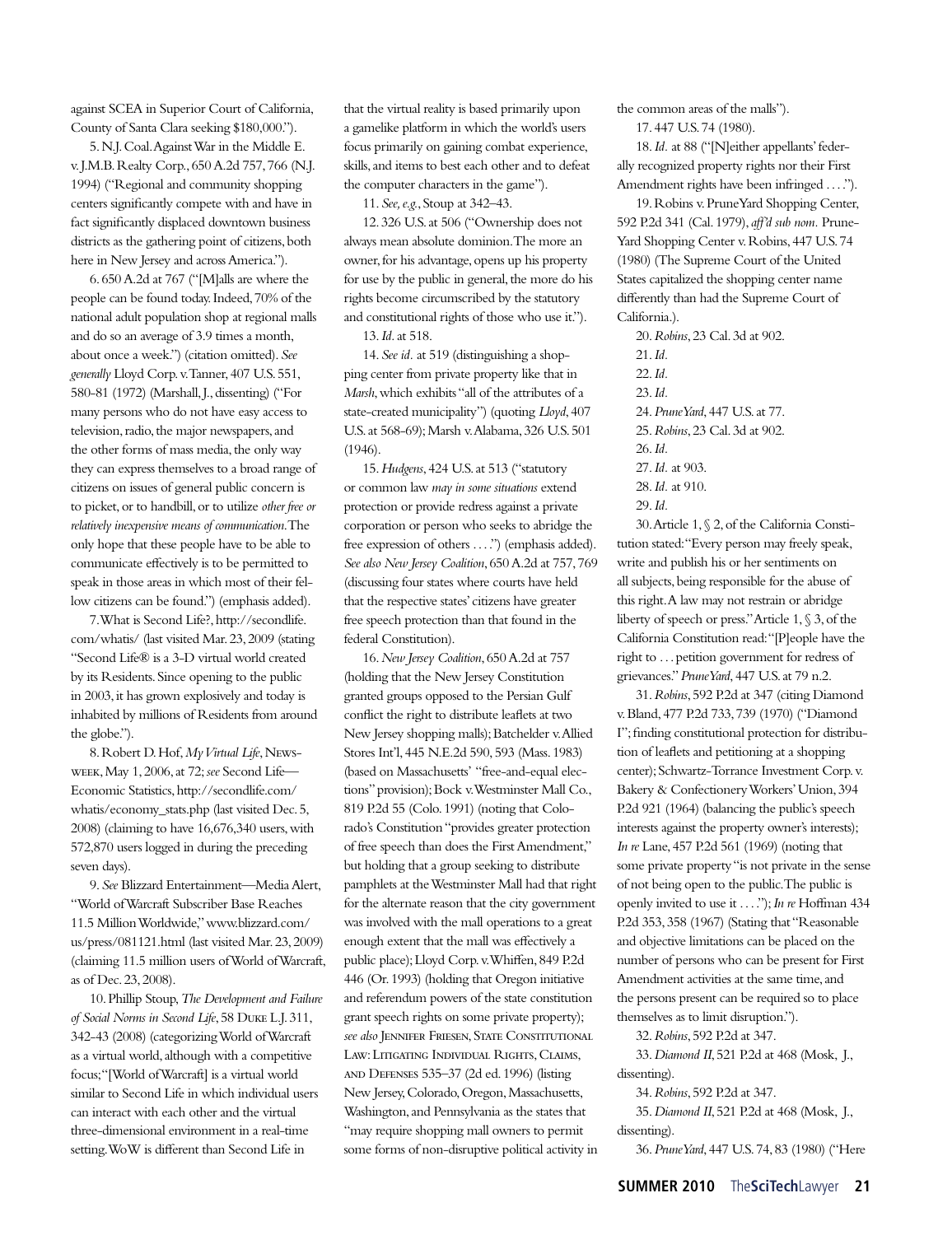against SCEA in Superior Court of California, County of Santa Clara seeking $180,000.").

5. N.J. Coal. Against War in the Middle E. v. J.M.B. Realty Corp., 650 A.2d 757, 766 (N.J. 1994) ("Regional and community shopping centers significantly compete with and have in fact significantly displaced downtown business districts as the gathering point of citizens, both here in New Jersey and across America.").

6. 650 A.2d at 767 ("[M]alls are where the people can be found today. Indeed, 70% of the national adult population shop at regional malls and do so an average of 3.9 times a month, about once a week.") (citation omitted). *See generally* Lloyd Corp. v. Tanner, 407 U.S. 551, 580-81 (1972) (Marshall, J., dissenting) ("For many persons who do not have easy access to television, radio, the major newspapers, and the other forms of mass media, the only way they can express themselves to a broad range of citizens on issues of general public concern is to picket, or to handbill, or to utilize *other free or relatively inexpensive means of communication*. The only hope that these people have to be able to communicate effectively is to be permitted to speak in those areas in which most of their fellow citizens can be found.") (emphasis added).

7. What is Second Life?, http://secondlife.com/whatis/ (last visited Mar. 23, 2009 (stating "Second Life® is a 3-D virtual world created by its Residents. Since opening to the public in 2003, it has grown explosively and today is inhabited by millions of Residents from around the globe.").

8. Robert D. Hof, *My Virtual Life*, Newsweek, May 1, 2006, at 72; *see* Second Life—Economic Statistics, http://secondlife.com/whatis/economy_stats.php (last visited Dec. 5, 2008) (claiming to have 16,676,340 users, with 572,870 users logged in during the preceding seven days).

9. *See* Blizzard Entertainment—Media Alert, "World of Warcraft Subscriber Base Reaches 11.5 Million Worldwide," www.blizzard.com/us/press/081121.html (last visited Mar. 23, 2009) (claiming 11.5 million users of World of Warcraft, as of Dec. 23, 2008).

10. Phillip Stoup, *The Development and Failure of Social Norms in Second Life*, 58 Duke L.J. 311, 342–43 (2008) (categorizing World of Warcraft as a virtual world, although with a competitive focus; "[World of Warcraft] is a virtual world similar to Second Life in which individual users can interact with each other and the virtual three-dimensional environment in a real-time setting. WoW is different than Second Life in that the virtual reality is based primarily upon a gamelike platform in which the world's users focus primarily on gaining combat experience, skills, and items to best each other and to defeat the computer characters in the game").

11. *See, e.g.*, Stoup at 342–43.

12. 326 U.S. at 506 ("Ownership does not always mean absolute dominion. The more an owner, for his advantage, opens up his property for use by the public in general, the more do his rights become circumscribed by the statutory and constitutional rights of those who use it.").

13. *Id.* at 518.

14. *See id.* at 519 (distinguishing a shopping center from private property like that in *Marsh*, which exhibits "all of the attributes of a state-created municipality") (quoting *Lloyd*, 407 U.S. at 568-69); Marsh v. Alabama, 326 U.S. 501 (1946).

15. *Hudgens*, 424 U.S. at 513 ("statutory or common law *may in some situations* extend protection or provide redress against a private corporation or person who seeks to abridge the free expression of others . . . .") (emphasis added). *See also New Jersey Coalition*, 650 A.2d at 757, 769 (discussing four states where courts have held that the respective states' citizens have greater free speech protection than that found in the federal Constitution).

16. *New Jersey Coalition*, 650 A.2d at 757 (holding that the New Jersey Constitution granted groups opposed to the Persian Gulf conflict the right to distribute leaflets at two New Jersey shopping malls); Batchelder v. Allied Stores Int'l, 445 N.E.2d 590, 593 (Mass. 1983) (based on Massachusetts' "free-and-equal elections" provision); Bock v. Westminster Mall Co., 819 P.2d 55 (Colo. 1991) (noting that Colorado's Constitution "provides greater protection of free speech than does the First Amendment," but holding that a group seeking to distribute pamphlets at the Westminster Mall had that right for the alternate reason that the city government was involved with the mall operations to a great enough extent that the mall was effectively a public place); Lloyd Corp. v. Whiffen, 849 P.2d 446 (Or. 1993) (holding that Oregon initiative and referendum powers of the state constitution grant speech rights on some private property); *see also* Jennifer Friesen, State Constitutional Law: Litigating Individual Rights, Claims, and Defenses 535–37 (2d ed. 1996) (listing New Jersey, Colorado, Oregon, Massachusetts, Washington, and Pennsylvania as the states that "may require shopping mall owners to permit some forms of non-disruptive political activity in the common areas of the malls").

17. 447 U.S. 74 (1980).

18. *Id.* at 88 ("[N]either appellants' federally recognized property rights nor their First Amendment rights have been infringed . . . .").

19. Robins v. PruneYard Shopping Center, 592 P.2d 341 (Cal. 1979), *aff'd sub nom.* PruneYard Shopping Center v. Robins, 447 U.S. 74 (1980) (The Supreme Court of the United States capitalized the shopping center name differently than had the Supreme Court of California.).

20. *Robins*, 23 Cal. 3d at 902.

21. *Id.*

22. *Id.*

23. *Id.*

24. *PruneYard*, 447 U.S. at 77.

25. *Robins*, 23 Cal. 3d at 902.

26. *Id.*

27. *Id.* at 903.

28. *Id.* at 910.

29. *Id.*

30. Article 1, § 2, of the California Constitution stated: "Every person may freely speak, write and publish his or her sentiments on all subjects, being responsible for the abuse of this right. A law may not restrain or abridge liberty of speech or press." Article 1, § 3, of the California Constitution read: "[P]eople have the right to . . . petition government for redress of grievances." *PruneYard*, 447 U.S. at 79 n.2.

31. *Robins*, 592 P.2d at 347 (citing Diamond v. Bland, 477 P.2d 733, 739 (1970) ("Diamond I"; finding constitutional protection for distribution of leaflets and petitioning at a shopping center); Schwartz-Torrance Investment Corp. v. Bakery & Confectionery Workers' Union, 394 P.2d 921 (1964) (balancing the public's speech interests against the property owner's interests); *In re* Lane, 457 P.2d 561 (1969) (noting that some private property "is not private in the sense of not being open to the public. The public is openly invited to use it . . . ."); *In re* Hoffman 434 P.2d 353, 358 (1967) (Stating that "Reasonable and objective limitations can be placed on the number of persons who can be present for First Amendment activities at the same time, and the persons present can be required so to place themselves as to limit disruption.").

32. *Robins*, 592 P.2d at 347.

33. *Diamond II*, 521 P.2d at 468 (Mosk, J., dissenting).

34. *Robins*, 592 P.2d at 347.

35. *Diamond II*, 521 P.2d at 468 (Mosk, J., dissenting).

36. *PruneYard*, 447 U.S. 74, 83 (1980) ("Here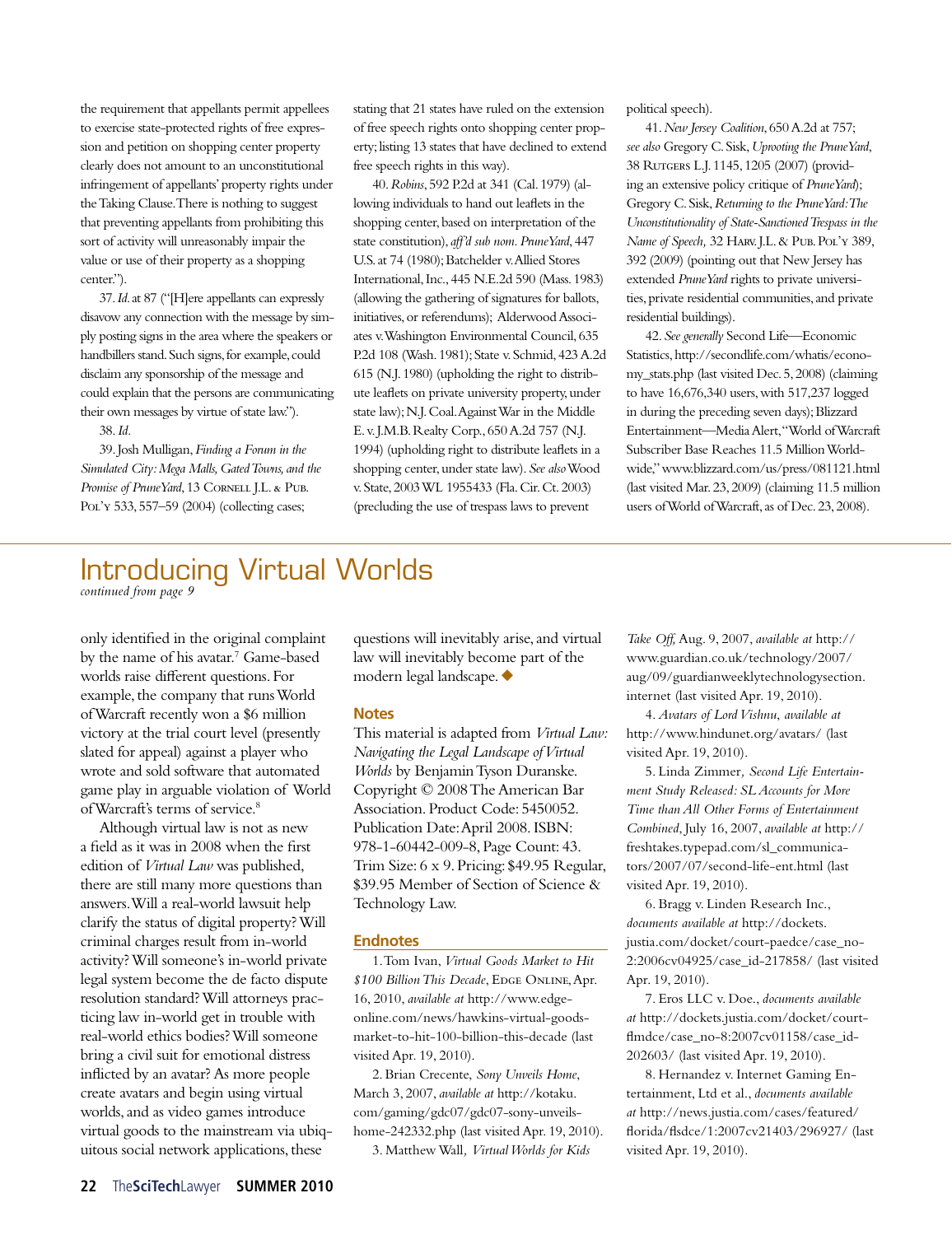the requirement that appellants permit appellees to exercise state-protected rights of free expression and petition on shopping center property clearly does not amount to an unconstitutional infringement of appellants' property rights under the Taking Clause. There is nothing to suggest that preventing appellants from prohibiting this sort of activity will unreasonably impair the value or use of their property as a shopping center.").

37. *Id.* at 87 ("[H]ere appellants can expressly disavow any connection with the message by simply posting signs in the area where the speakers or handbillers stand. Such signs, for example, could disclaim any sponsorship of the message and could explain that the persons are communicating their own messages by virtue of state law.").

38. *Id.*

39. Josh Mulligan, *Finding a Forum in the Simulated City: Mega Malls, Gated Towns, and the Promise of PruneYard*, 13 Cornell J.L. & Pub. Pol'y 533, 557–59 (2004) (collecting cases; stating that 21 states have ruled on the extension of free speech rights onto shopping center property; listing 13 states that have declined to extend free speech rights in this way).

40. *Robins*, 592 P.2d at 341 (Cal. 1979) (allowing individuals to hand out leaflets in the shopping center, based on interpretation of the state constitution), *aff'd sub nom. PruneYard*, 447 U.S. at 74 (1980); Batchelder v. Allied Stores International, Inc., 445 N.E.2d 590 (Mass. 1983) (allowing the gathering of signatures for ballots, initiatives, or referendums); Alderwood Associates v. Washington Environmental Council, 635 P.2d 108 (Wash. 1981); State v. Schmid, 423 A.2d 615 (N.J. 1980) (upholding the right to distribute leaflets on private university property, under state law); N.J. Coal. Against War in the Middle E. v. J.M.B. Realty Corp., 650 A.2d 757 (N.J. 1994) (upholding right to distribute leaflets in a shopping center, under state law). *See also* Wood v. State, 2003 WL 1955433 (Fla. Cir. Ct. 2003) (precluding the use of trespass laws to prevent political speech).

41. *New Jersey Coalition*, 650 A.2d at 757; *see also* Gregory C. Sisk, *Uprooting the PruneYard*, 38 Rutgers L.J. 1145, 1205 (2007) (providing an extensive policy critique of *PruneYard*); Gregory C. Sisk, *Returning to the PruneYard: The Unconstitutionality of State-Sanctioned Trespass in the Name of Speech,* 32 Harv. J.L. & Pub. Pol'y 389, 392 (2009) (pointing out that New Jersey has extended *PruneYard* rights to private universities, private residential communities, and private residential buildings).

42. *See generally* Second Life—Economic Statistics, http://secondlife.com/whatis/economy_stats.php (last visited Dec. 5, 2008) (claiming to have 16,676,340 users, with 517,237 logged in during the preceding seven days); Blizzard Entertainment—Media Alert, "World of Warcraft Subscriber Base Reaches 11.5 Million Worldwide," www.blizzard.com/us/press/081121.html (last visited Mar. 23, 2009) (claiming 11.5 million users of World of Warcraft, as of Dec. 23, 2008).

# Introducing Virtual Worlds

*continued from page 9*

only identified in the original complaint by the name of his avatar.[7] Game-based worlds raise different questions. For example, the company that runs World of Warcraft recently won a $6 million victory at the trial court level (presently slated for appeal) against a player who wrote and sold software that automated game play in arguable violation of World of Warcraft's terms of service.[8]

Although virtual law is not as new a field as it was in 2008 when the first edition of *Virtual Law* was published, there are still many more questions than answers. Will a real-world lawsuit help clarify the status of digital property? Will criminal charges result from in-world activity? Will someone's in-world private legal system become the de facto dispute resolution standard? Will attorneys practicing law in-world get in trouble with real-world ethics bodies? Will someone bring a civil suit for emotional distress inflicted by an avatar? As more people create avatars and begin using virtual worlds, and as video games introduce virtual goods to the mainstream via ubiquitous social network applications, these questions will inevitably arise, and virtual law will inevitably become part of the modern legal landscape. ◆

## Notes

This material is adapted from *Virtual Law: Navigating the Legal Landscape of Virtual Worlds* by Benjamin Tyson Duranske. Copyright © 2008 The American Bar Association. Product Code: 5450052. Publication Date: April 2008. ISBN: 978-1-60442-009-8, Page Count: 43. Trim Size: 6 x 9. Pricing: $49.95 Regular, $39.95 Member of Section of Science & Technology Law.

## Endnotes

1. Tom Ivan, *Virtual Goods Market to Hit $100 Billion This Decade*, Edge Online, Apr. 16, 2010, *available at* http://www.edge-online.com/news/hawkins-virtual-goods-market-to-hit-100-billion-this-decade (last visited Apr. 19, 2010).

2. Brian Crecente, *Sony Unveils Home*, March 3, 2007, *available at* http://kotaku.com/gaming/gdc07/gdc07-sony-unveils-home-242332.php (last visited Apr. 19, 2010).

3. Matthew Wall*, Virtual Worlds for Kids Take Off,* Aug. 9, 2007, *available at* http://www.guardian.co.uk/technology/2007/aug/09/guardianweeklytechnologysection.internet (last visited Apr. 19, 2010).

4. *Avatars of Lord Vishnu*, *available at* http://www.hindunet.org/avatars/ (last visited Apr. 19, 2010).

5. Linda Zimmer*, Second Life Entertainment Study Released: SL Accounts for More Time than All Other Forms of Entertainment Combined*, July 16, 2007, *available at* http://freshtakes.typepad.com/sl_communicators/2007/07/second-life-ent.html (last visited Apr. 19, 2010).

6. Bragg v. Linden Research Inc., *documents available at* http://dockets.justia.com/docket/court-paedce/case_no-2:2006cv04925/case_id-217858/ (last visited Apr. 19, 2010).

7. Eros LLC v. Doe., *documents available at* http://dockets.justia.com/docket/court-flmdce/case_no-8:2007cv01158/case_id-202603/ (last visited Apr. 19, 2010).

8. Hernandez v. Internet Gaming Entertainment, Ltd et al., *documents available at* http://news.justia.com/cases/featured/florida/flsdce/1:2007cv21403/296927/ (last visited Apr. 19, 2010).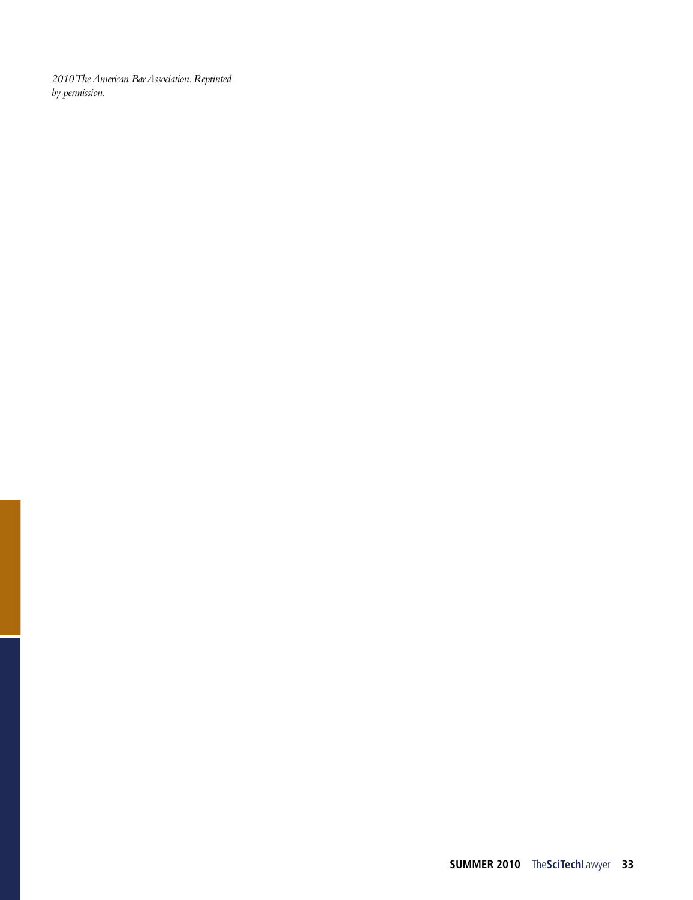*2010 The American Bar Association. Reprinted by permission.*